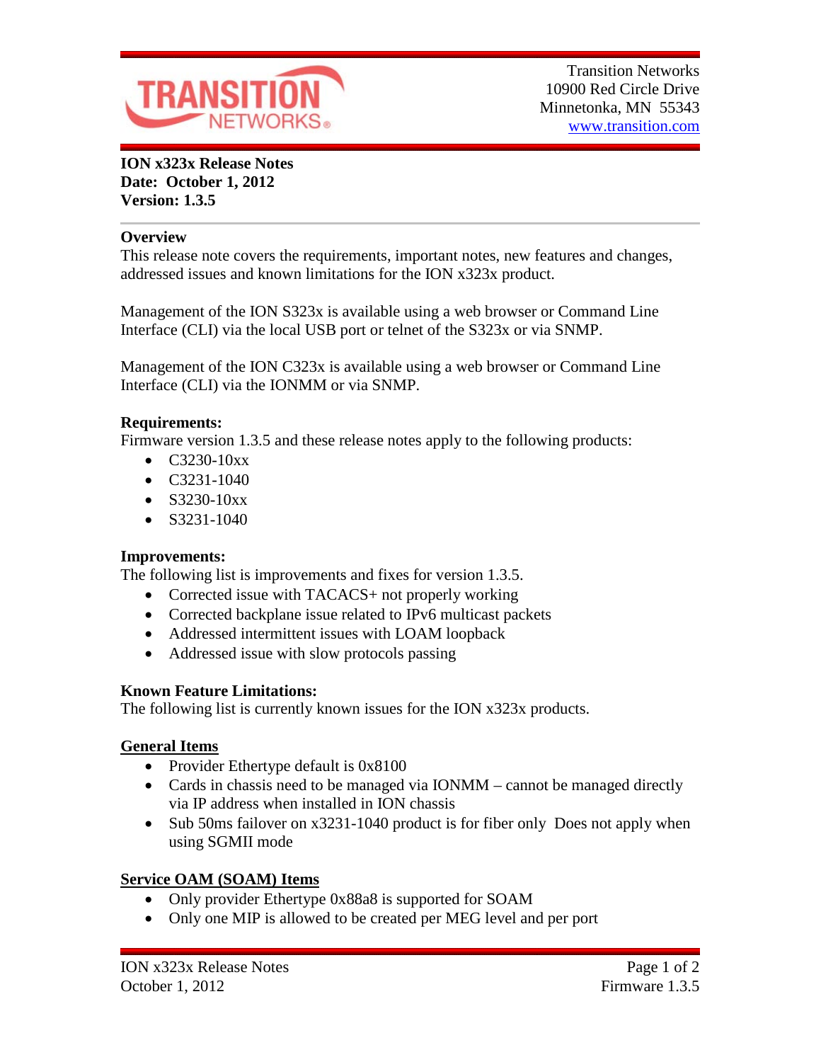Transition Networks
10900 Red Circle Drive
Minnetonka, MN 55343
www.transition.com

**ION x323x Release Notes**
**Date: October 1, 2012**
**Version: 1.3.5**

## Overview

This release note covers the requirements, important notes, new features and changes, addressed issues and known limitations for the ION x323x product.

Management of the ION S323x is available using a web browser or Command Line Interface (CLI) via the local USB port or telnet of the S323x or via SNMP.

Management of the ION C323x is available using a web browser or Command Line Interface (CLI) via the IONMM or via SNMP.

## Requirements:

Firmware version 1.3.5 and these release notes apply to the following products:

- C3230-10xx
- C3231-1040
- S3230-10xx
- S3231-1040

## Improvements:

The following list is improvements and fixes for version 1.3.5.

- Corrected issue with TACACS+ not properly working
- Corrected backplane issue related to IPv6 multicast packets
- Addressed intermittent issues with LOAM loopback
- Addressed issue with slow protocols passing

## Known Feature Limitations:

The following list is currently known issues for the ION x323x products.

### General Items

- Provider Ethertype default is 0x8100
- Cards in chassis need to be managed via IONMM – cannot be managed directly via IP address when installed in ION chassis
- Sub 50ms failover on x3231-1040 product is for fiber only Does not apply when using SGMII mode

### Service OAM (SOAM) Items

- Only provider Ethertype 0x88a8 is supported for SOAM
- Only one MIP is allowed to be created per MEG level and per port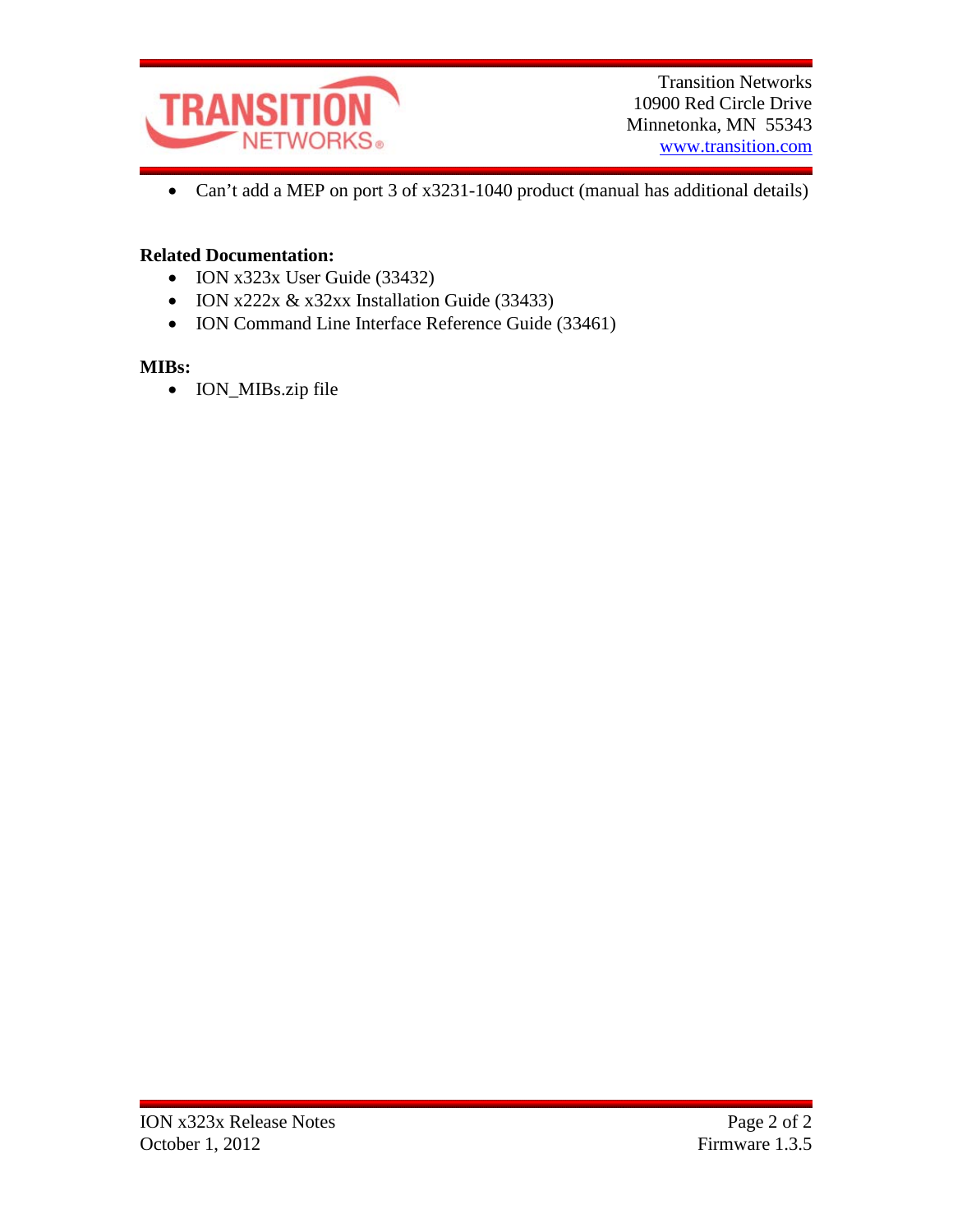- Can't add a MEP on port 3 of x3231-1040 product (manual has additional details)

**Related Documentation:**

- ION x323x User Guide (33432)
- ION x222x & x32xx Installation Guide (33433)
- ION Command Line Interface Reference Guide (33461)

**MIBs:**

- ION_MIBs.zip file